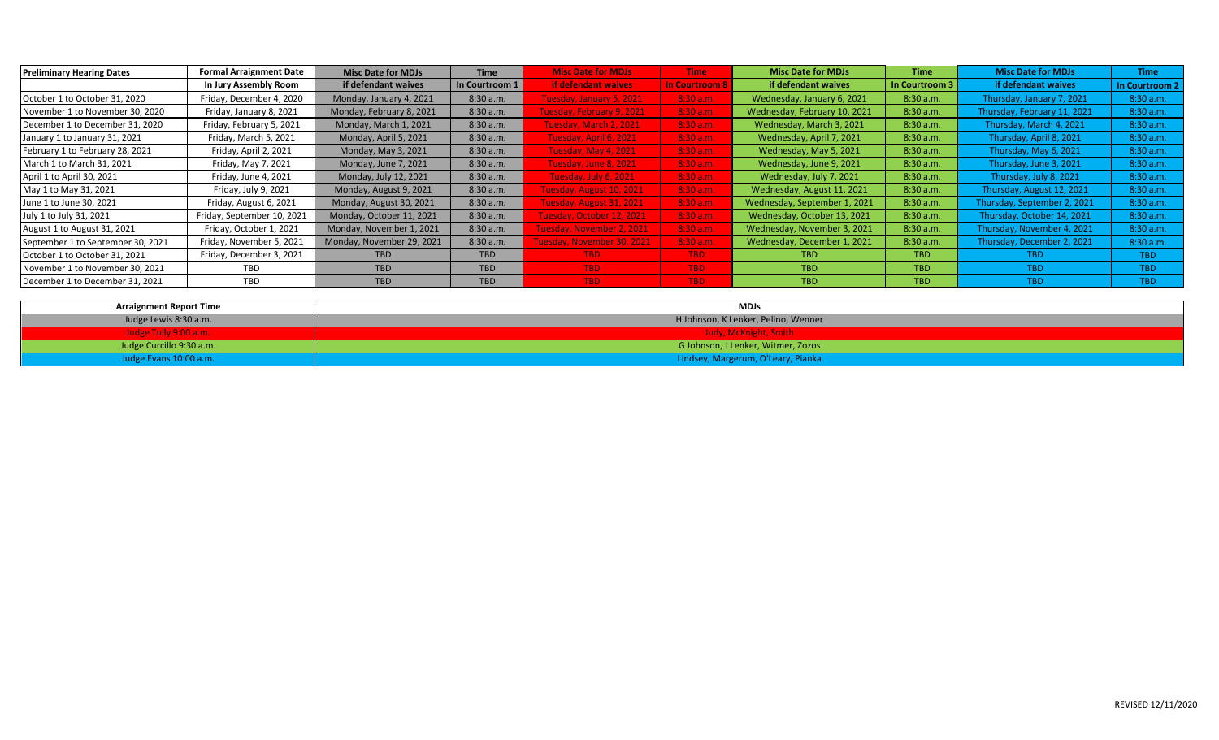| Preliminary Hearing Dates | Formal Arraignment Date | Misc Date for MDJs | Time | Misc Date for MDJs | Time | Misc Date for MDJs | Time | Misc Date for MDJs | Time |
|---|---|---|---|---|---|---|---|---|---|
| | In Jury Assembly Room | if defendant waives | In Courtroom 1 | if defendant waives | In Courtroom 8 | if defendant waives | In Courtroom 3 | if defendant waives | In Courtroom 2 |
| October 1 to October 31, 2020 | Friday, December 4, 2020 | Monday, January 4, 2021 | 8:30 a.m. | Tuesday, January 5, 2021 | 8:30 a.m. | Wednesday, January 6, 2021 | 8:30 a.m. | Thursday, January 7, 2021 | 8:30 a.m. |
| November 1 to November 30, 2020 | Friday, January 8, 2021 | Monday, February 8, 2021 | 8:30 a.m. | Tuesday, February 9, 2021 | 8:30 a.m. | Wednesday, February 10, 2021 | 8:30 a.m. | Thursday, February 11, 2021 | 8:30 a.m. |
| December 1 to December 31, 2020 | Friday, February 5, 2021 | Monday, March 1, 2021 | 8:30 a.m. | Tuesday, March 2, 2021 | 8:30 a.m. | Wednesday, March 3, 2021 | 8:30 a.m. | Thursday, March 4, 2021 | 8:30 a.m. |
| January 1 to January 31, 2021 | Friday, March 5, 2021 | Monday, April 5, 2021 | 8:30 a.m. | Tuesday, April 6, 2021 | 8:30 a.m. | Wednesday, April 7, 2021 | 8:30 a.m. | Thursday, April 8, 2021 | 8:30 a.m. |
| February 1 to February 28, 2021 | Friday, April 2, 2021 | Monday, May 3, 2021 | 8:30 a.m. | Tuesday, May 4, 2021 | 8:30 a.m. | Wednesday, May 5, 2021 | 8:30 a.m. | Thursday, May 6, 2021 | 8:30 a.m. |
| March 1 to March 31, 2021 | Friday, May 7, 2021 | Monday, June 7, 2021 | 8:30 a.m. | Tuesday, June 8, 2021 | 8:30 a.m. | Wednesday, June 9, 2021 | 8:30 a.m. | Thursday, June 3, 2021 | 8:30 a.m. |
| April 1 to April 30, 2021 | Friday, June 4, 2021 | Monday, July 12, 2021 | 8:30 a.m. | Tuesday, July 6, 2021 | 8:30 a.m. | Wednesday, July 7, 2021 | 8:30 a.m. | Thursday, July 8, 2021 | 8:30 a.m. |
| May 1 to May 31, 2021 | Friday, July 9, 2021 | Monday, August 9, 2021 | 8:30 a.m. | Tuesday, August 10, 2021 | 8:30 a.m. | Wednesday, August 11, 2021 | 8:30 a.m. | Thursday, August 12, 2021 | 8:30 a.m. |
| June 1 to June 30, 2021 | Friday, August 6, 2021 | Monday, August 30, 2021 | 8:30 a.m. | Tuesday, August 31, 2021 | 8:30 a.m. | Wednesday, September 1, 2021 | 8:30 a.m. | Thursday, September 2, 2021 | 8:30 a.m. |
| July 1 to July 31, 2021 | Friday, September 10, 2021 | Monday, October 11, 2021 | 8:30 a.m. | Tuesday, October 12, 2021 | 8:30 a.m. | Wednesday, October 13, 2021 | 8:30 a.m. | Thursday, October 14, 2021 | 8:30 a.m. |
| August 1 to August 31, 2021 | Friday, October 1, 2021 | Monday, November 1, 2021 | 8:30 a.m. | Tuesday, November 2, 2021 | 8:30 a.m. | Wednesday, November 3, 2021 | 8:30 a.m. | Thursday, November 4, 2021 | 8:30 a.m. |
| September 1 to September 30, 2021 | Friday, November 5, 2021 | Monday, November 29, 2021 | 8:30 a.m. | Tuesday, November 30, 2021 | 8:30 a.m. | Wednesday, December 1, 2021 | 8:30 a.m. | Thursday, December 2, 2021 | 8:30 a.m. |
| October 1 to October 31, 2021 | Friday, December 3, 2021 | TBD | TBD | TBD | TBD | TBD | TBD | TBD | TBD |
| November 1 to November 30, 2021 | TBD | TBD | TBD | TBD | TBD | TBD | TBD | TBD | TBD |
| December 1 to December 31, 2021 | TBD | TBD | TBD | TBD | TBD | TBD | TBD | TBD | TBD |

| Arraignment Report Time | MDJs |
|---|---|
| Judge Lewis 8:30 a.m. | H Johnson, K Lenker, Pelino, Wenner |
| Judge Tully 9:00 a.m. | Judy, McKnight, Smith |
| Judge Curcillo 9:30 a.m. | G Johnson, J Lenker, Witmer, Zozos |
| Judge Evans 10:00 a.m. | Lindsey, Margerum, O'Leary, Pianka |

REVISED 12/11/2020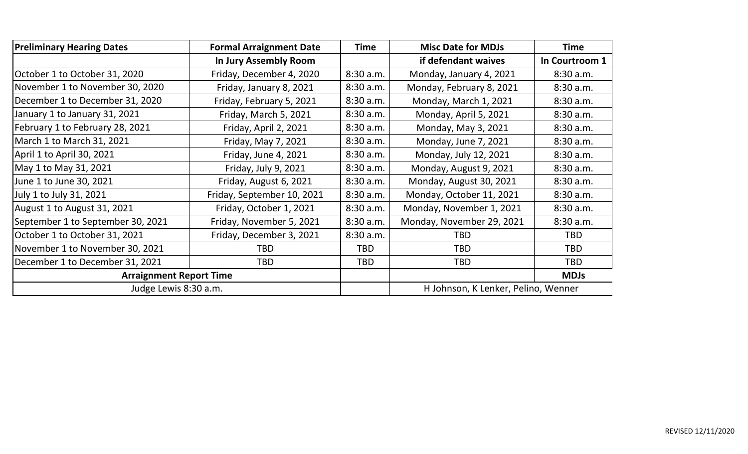| Preliminary Hearing Dates | Formal Arraignment Date | Time | Misc Date for MDJs | Time |
|---|---|---|---|---|
| | In Jury Assembly Room | | if defendant waives | In Courtroom 1 |
| October 1 to October 31, 2020 | Friday, December 4, 2020 | 8:30 a.m. | Monday, January 4, 2021 | 8:30 a.m. |
| November 1 to November 30, 2020 | Friday, January 8, 2021 | 8:30 a.m. | Monday, February 8, 2021 | 8:30 a.m. |
| December 1 to December 31, 2020 | Friday, February 5, 2021 | 8:30 a.m. | Monday, March 1, 2021 | 8:30 a.m. |
| January 1 to January 31, 2021 | Friday, March 5, 2021 | 8:30 a.m. | Monday, April 5, 2021 | 8:30 a.m. |
| February 1 to February 28, 2021 | Friday, April 2, 2021 | 8:30 a.m. | Monday, May 3, 2021 | 8:30 a.m. |
| March 1 to March 31, 2021 | Friday, May 7, 2021 | 8:30 a.m. | Monday, June 7, 2021 | 8:30 a.m. |
| April 1 to April 30, 2021 | Friday, June 4, 2021 | 8:30 a.m. | Monday, July 12, 2021 | 8:30 a.m. |
| May 1 to May 31, 2021 | Friday, July 9, 2021 | 8:30 a.m. | Monday, August 9, 2021 | 8:30 a.m. |
| June 1 to June 30, 2021 | Friday, August 6, 2021 | 8:30 a.m. | Monday, August 30, 2021 | 8:30 a.m. |
| July 1 to July 31, 2021 | Friday, September 10, 2021 | 8:30 a.m. | Monday, October 11, 2021 | 8:30 a.m. |
| August 1 to August 31, 2021 | Friday, October 1, 2021 | 8:30 a.m. | Monday, November 1, 2021 | 8:30 a.m. |
| September 1 to September 30, 2021 | Friday, November 5, 2021 | 8:30 a.m. | Monday, November 29, 2021 | 8:30 a.m. |
| October 1 to October 31, 2021 | Friday, December 3, 2021 | 8:30 a.m. | TBD | TBD |
| November 1 to November 30, 2021 | TBD | TBD | TBD | TBD |
| December 1 to December 31, 2021 | TBD | TBD | TBD | TBD |
| **Arraignment Report Time** | | | | **MDJs** |
| Judge Lewis 8:30 a.m. | | | H Johnson, K Lenker, Pelino, Wenner | |

REVISED 12/11/2020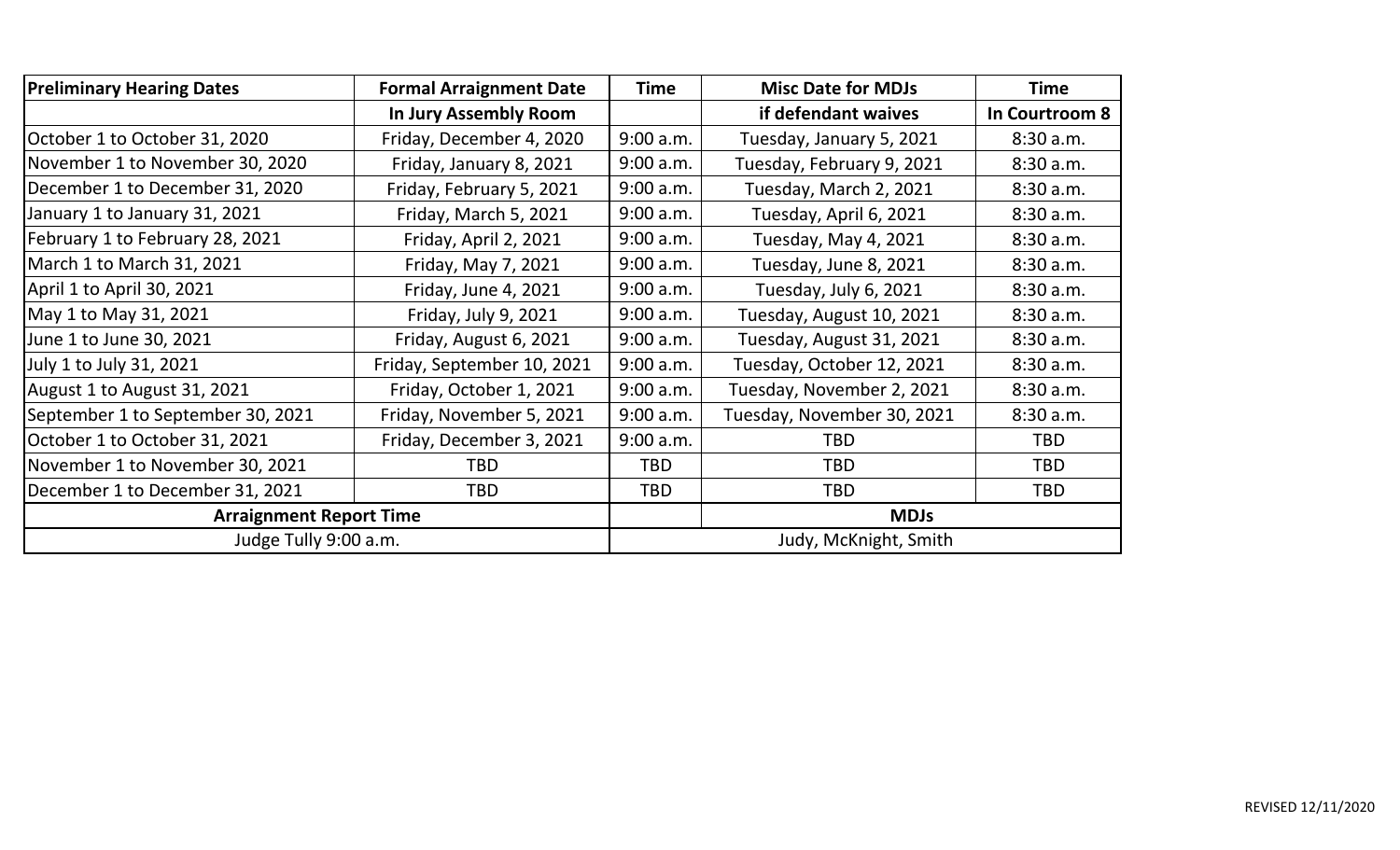| Preliminary Hearing Dates | Formal Arraignment Date | Time | Misc Date for MDJs | Time |
|---|---|---|---|---|
| | In Jury Assembly Room | | if defendant waives | In Courtroom 8 |
| October 1 to October 31, 2020 | Friday, December 4, 2020 | 9:00 a.m. | Tuesday, January 5, 2021 | 8:30 a.m. |
| November 1 to November 30, 2020 | Friday, January 8, 2021 | 9:00 a.m. | Tuesday, February 9, 2021 | 8:30 a.m. |
| December 1 to December 31, 2020 | Friday, February 5, 2021 | 9:00 a.m. | Tuesday, March 2, 2021 | 8:30 a.m. |
| January 1 to January 31, 2021 | Friday, March 5, 2021 | 9:00 a.m. | Tuesday, April 6, 2021 | 8:30 a.m. |
| February 1 to February 28, 2021 | Friday, April 2, 2021 | 9:00 a.m. | Tuesday, May 4, 2021 | 8:30 a.m. |
| March 1 to March 31, 2021 | Friday, May 7, 2021 | 9:00 a.m. | Tuesday, June 8, 2021 | 8:30 a.m. |
| April 1 to April 30, 2021 | Friday, June 4, 2021 | 9:00 a.m. | Tuesday, July 6, 2021 | 8:30 a.m. |
| May 1 to May 31, 2021 | Friday, July 9, 2021 | 9:00 a.m. | Tuesday, August 10, 2021 | 8:30 a.m. |
| June 1 to June 30, 2021 | Friday, August 6, 2021 | 9:00 a.m. | Tuesday, August 31, 2021 | 8:30 a.m. |
| July 1 to July 31, 2021 | Friday, September 10, 2021 | 9:00 a.m. | Tuesday, October 12, 2021 | 8:30 a.m. |
| August 1 to August 31, 2021 | Friday, October 1, 2021 | 9:00 a.m. | Tuesday, November 2, 2021 | 8:30 a.m. |
| September 1 to September 30, 2021 | Friday, November 5, 2021 | 9:00 a.m. | Tuesday, November 30, 2021 | 8:30 a.m. |
| October 1 to October 31, 2021 | Friday, December 3, 2021 | 9:00 a.m. | TBD | TBD |
| November 1 to November 30, 2021 | TBD | TBD | TBD | TBD |
| December 1 to December 31, 2021 | TBD | TBD | TBD | TBD |
| **Arraignment Report Time** | | | **MDJs** | |
| Judge Tully 9:00 a.m. | | | Judy, McKnight, Smith | |

REVISED 12/11/2020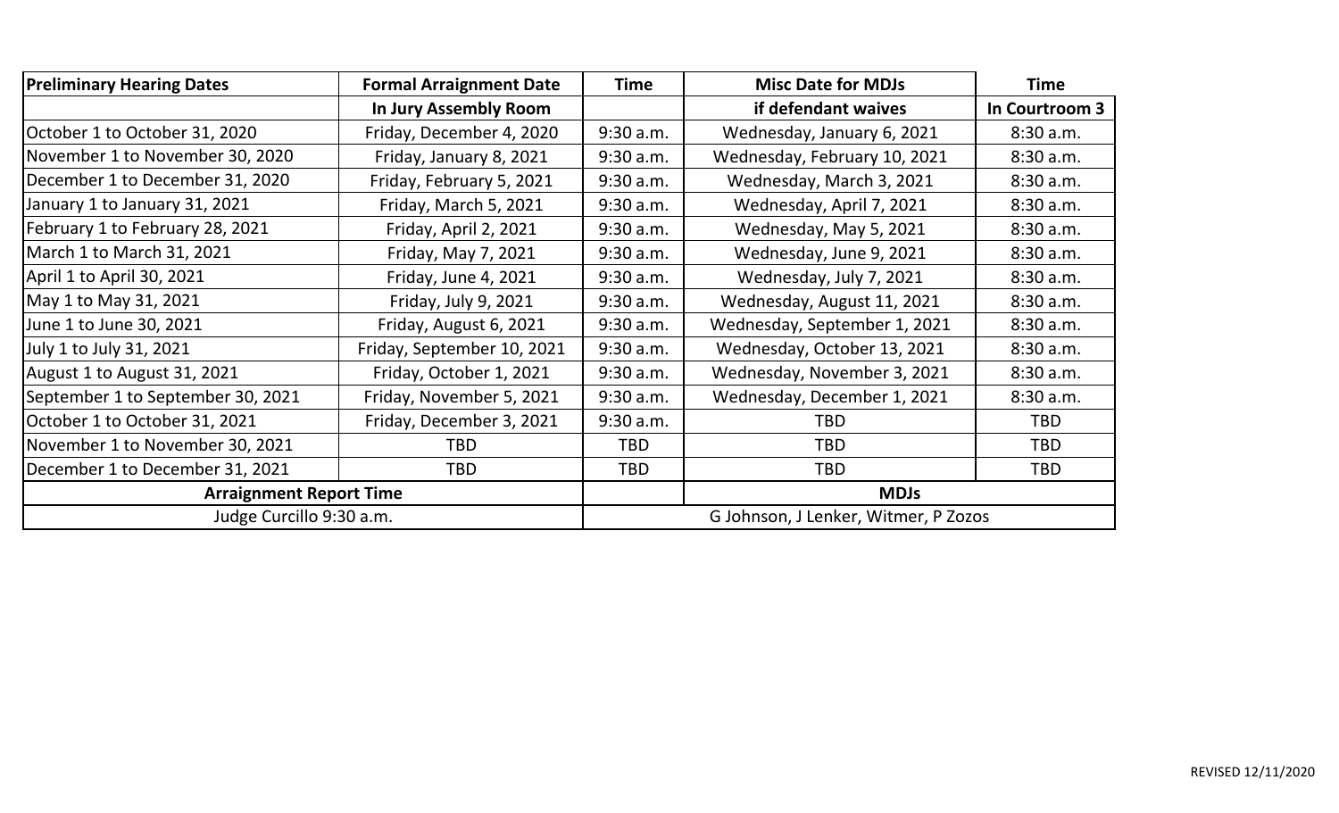| Preliminary Hearing Dates | Formal Arraignment Date | Time | Misc Date for MDJs | Time |
|---|---|---|---|---|
| | In Jury Assembly Room | | if defendant waives | In Courtroom 3 |
| October 1 to October 31, 2020 | Friday, December 4, 2020 | 9:30 a.m. | Wednesday, January 6, 2021 | 8:30 a.m. |
| November 1 to November 30, 2020 | Friday, January 8, 2021 | 9:30 a.m. | Wednesday, February 10, 2021 | 8:30 a.m. |
| December 1 to December 31, 2020 | Friday, February 5, 2021 | 9:30 a.m. | Wednesday, March 3, 2021 | 8:30 a.m. |
| January 1 to January 31, 2021 | Friday, March 5, 2021 | 9:30 a.m. | Wednesday, April 7, 2021 | 8:30 a.m. |
| February 1 to February 28, 2021 | Friday, April 2, 2021 | 9:30 a.m. | Wednesday, May 5, 2021 | 8:30 a.m. |
| March 1 to March 31, 2021 | Friday, May 7, 2021 | 9:30 a.m. | Wednesday, June 9, 2021 | 8:30 a.m. |
| April 1 to April 30, 2021 | Friday, June 4, 2021 | 9:30 a.m. | Wednesday, July 7, 2021 | 8:30 a.m. |
| May 1 to May 31, 2021 | Friday, July 9, 2021 | 9:30 a.m. | Wednesday, August 11, 2021 | 8:30 a.m. |
| June 1 to June 30, 2021 | Friday, August 6, 2021 | 9:30 a.m. | Wednesday, September 1, 2021 | 8:30 a.m. |
| July 1 to July 31, 2021 | Friday, September 10, 2021 | 9:30 a.m. | Wednesday, October 13, 2021 | 8:30 a.m. |
| August 1 to August 31, 2021 | Friday, October 1, 2021 | 9:30 a.m. | Wednesday, November 3, 2021 | 8:30 a.m. |
| September 1 to September 30, 2021 | Friday, November 5, 2021 | 9:30 a.m. | Wednesday, December 1, 2021 | 8:30 a.m. |
| October 1 to October 31, 2021 | Friday, December 3, 2021 | 9:30 a.m. | TBD | TBD |
| November 1 to November 30, 2021 | TBD | TBD | TBD | TBD |
| December 1 to December 31, 2021 | TBD | TBD | TBD | TBD |
| **Arraignment Report Time** | | | **MDJs** | |
| Judge Curcillo 9:30 a.m. | | G Johnson, J Lenker, Witmer, P Zozos | | |

REVISED 12/11/2020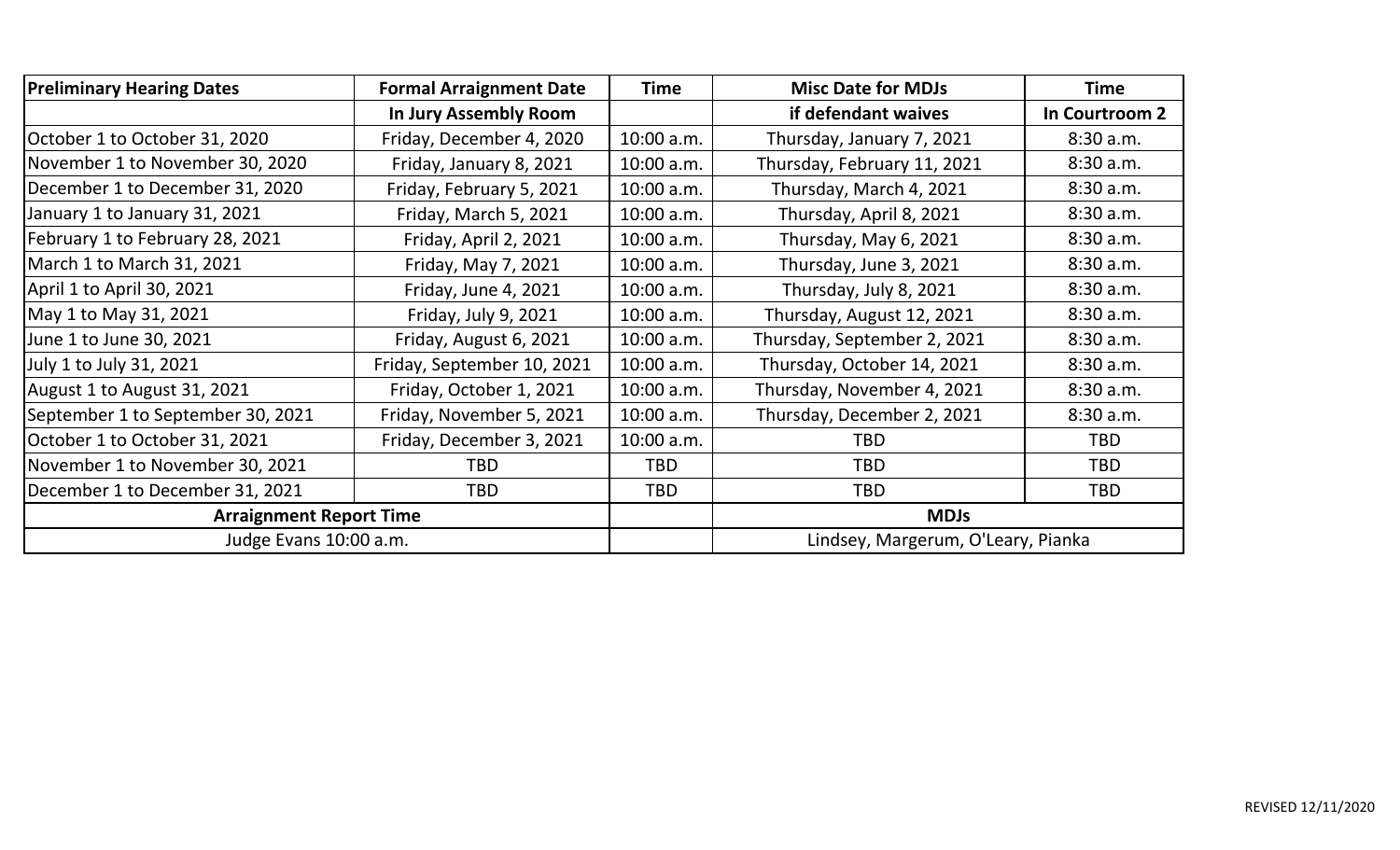| Preliminary Hearing Dates | Formal Arraignment Date | Time | Misc Date for MDJs | Time |
|---|---|---|---|---|
| | In Jury Assembly Room | | if defendant waives | In Courtroom 2 |
| October 1 to October 31, 2020 | Friday, December 4, 2020 | 10:00 a.m. | Thursday, January 7, 2021 | 8:30 a.m. |
| November 1 to November 30, 2020 | Friday, January 8, 2021 | 10:00 a.m. | Thursday, February 11, 2021 | 8:30 a.m. |
| December 1 to December 31, 2020 | Friday, February 5, 2021 | 10:00 a.m. | Thursday, March 4, 2021 | 8:30 a.m. |
| January 1 to January 31, 2021 | Friday, March 5, 2021 | 10:00 a.m. | Thursday, April 8, 2021 | 8:30 a.m. |
| February 1 to February 28, 2021 | Friday, April 2, 2021 | 10:00 a.m. | Thursday, May 6, 2021 | 8:30 a.m. |
| March 1 to March 31, 2021 | Friday, May 7, 2021 | 10:00 a.m. | Thursday, June 3, 2021 | 8:30 a.m. |
| April 1 to April 30, 2021 | Friday, June 4, 2021 | 10:00 a.m. | Thursday, July 8, 2021 | 8:30 a.m. |
| May 1 to May 31, 2021 | Friday, July 9, 2021 | 10:00 a.m. | Thursday, August 12, 2021 | 8:30 a.m. |
| June 1 to June 30, 2021 | Friday, August 6, 2021 | 10:00 a.m. | Thursday, September 2, 2021 | 8:30 a.m. |
| July 1 to July 31, 2021 | Friday, September 10, 2021 | 10:00 a.m. | Thursday, October 14, 2021 | 8:30 a.m. |
| August 1 to August 31, 2021 | Friday, October 1, 2021 | 10:00 a.m. | Thursday, November 4, 2021 | 8:30 a.m. |
| September 1 to September 30, 2021 | Friday, November 5, 2021 | 10:00 a.m. | Thursday, December 2, 2021 | 8:30 a.m. |
| October 1 to October 31, 2021 | Friday, December 3, 2021 | 10:00 a.m. | TBD | TBD |
| November 1 to November 30, 2021 | TBD | TBD | TBD | TBD |
| December 1 to December 31, 2021 | TBD | TBD | TBD | TBD |
| Arraignment Report Time | | | MDJs | |
| Judge Evans 10:00 a.m. | | | Lindsey, Margerum, O'Leary, Pianka | |

REVISED 12/11/2020